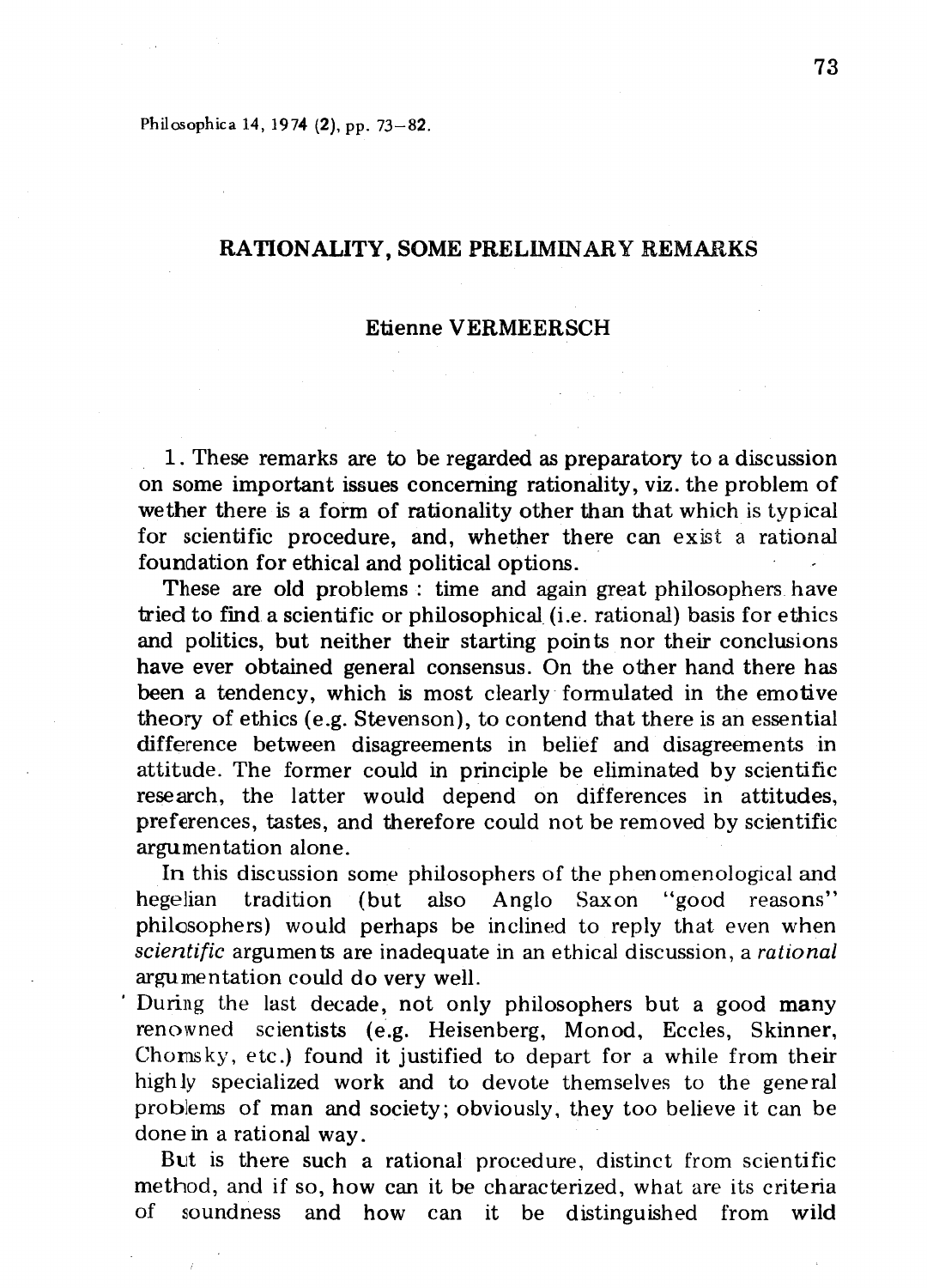# RATIONALITY, SOME PRELIMINARY REMARKS

## Etienne VERMEERSCH

1. These remarks are to be regarded as preparatory to a discussion on some important issues concerning rationality, viz. the problem of wether there is a form of rationality other than that which is typical for scientific procedure, and, whether there can exist a rational foundation for ethical and political options.

These are old problems : time and again great philosophers have tried to find a scientific or philosophical (i.e. rational) basis for ethics and politics, but neither their starting points nor their conclusions have ever obtained general consensus. On the other hand there has been a tendency, which is most clearly formulated in the emotive theory of ethics (e.g. Stevenson), to contend that there is an essential difference between disagreements in belief and disagreements in attitude. The former could in principle be eliminated by scientific research, the latter would depend on differences in attitudes, preferences, tastes, and therefore could not be removed by scientific argumentation alone.

In this discussion some philosophers of the phenomenological and hegelian tradition (but also Anglo Saxon "good reasons" philosophers) would perhaps be inclined to reply that even when *scientific* arguments are inadequate in an ethical discussion, a *rational* argumentation could do very well.

During the last decade, not only philosophers but a good many renowned scientists (e.g. Heisenberg, Monod, Eccles, Skinner, Chomsky, etc.) found it justified to depart for a while from their highly specialized work and to devote themselves to the general problems of man and society; obviously, they too believe it can be done in a rational way.

But is there such a rational procedure, distinct from scientific method, and if so, how can it be characterized, what are its criteria of soundness and how can it be distinguished from wild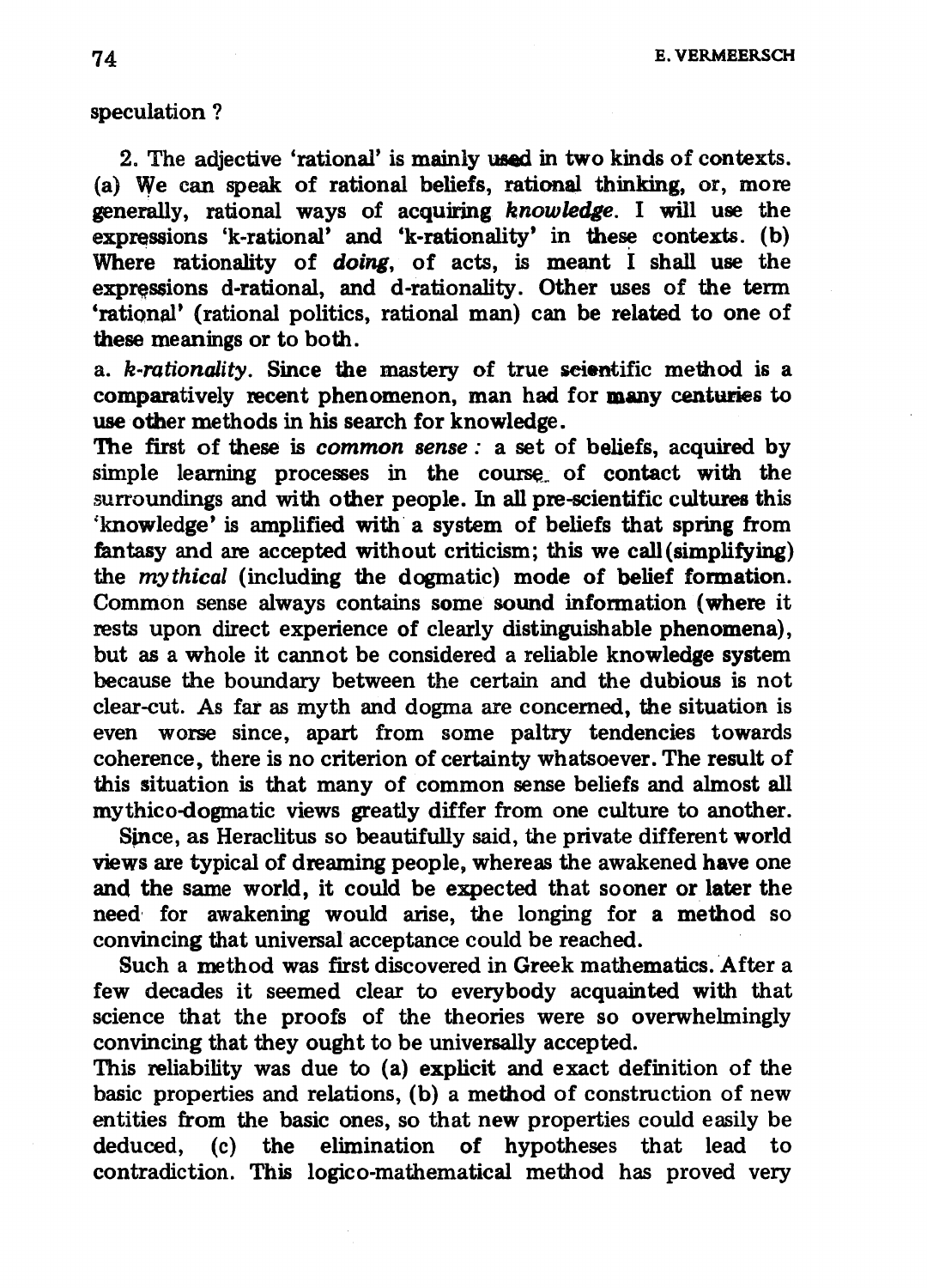speculation ?

2. The adjective 'rational' is mainly used in two kinds of contexts. (a) We can speak of rational beliefs, rational thinking, or, more generally, rational ways of acquiring *knowledge*. I will use the expressions 'k-rational' and 'k-rationality' in these contexts. (b) Where rationality of *doing*, of acts, is meant I shall use the expressions d-rational, and d-rationality. Other uses of the term 'rational' (rational politics, rational man) can be related to one of these meanings or to both.

a. *k-rationality*. Since the mastery of true scientific method is a comparatively recent phenomenon, man had for many centuries to use other methods in his search for knowledge.

The first of these is *common sense* : a set of beliefs, acquired by simple learning processes in the course of contact with the surroundings and with other people. In all pre-scientific cultures this 'knowledge' is amplified with a system of beliefs that spring from fantasy and are accepted without criticism; this we call (simplifying) the *mythical* (including the dogmatic) mode of belief formation. Common sense always contains some sound information (where it rests upon direct experience of clearly distinguishable phenomena), but as a whole it cannot be considered a reliable knowledge system because the boundary between the certain and the dubious is not clear-cut. As far as myth and dogma are concerned, the situation is even worse since, apart from some paltry tendencies towards coherence, there is no criterion of certainty whatsoever. The result of this situation is that many of common sense beliefs and almost all mythico-dogmatic views greatly differ from one culture to another.

Since, as Heraclitus so beautifully said, the private different world views are typical of dreaming people, whereas the awakened have one and the same world, it could be expected that sooner or later the need for awakening would arise, the longing for a method so convincing that universal acceptance could be reached.

Such a method was first discovered in Greek mathematics. After a few decades it seemed clear to everybody acquainted with that science that the proofs of the theories were so overwhelmingly convincing that they ought to be universally accepted.

This reliability was due to (a) explicit and exact definition of the basic properties and relations, (b) a method of construction of new entities from the basic ones, so that new properties could easily be deduced, (c) the elimination of hypotheses that lead to contradiction. This logico-mathematical method has proved very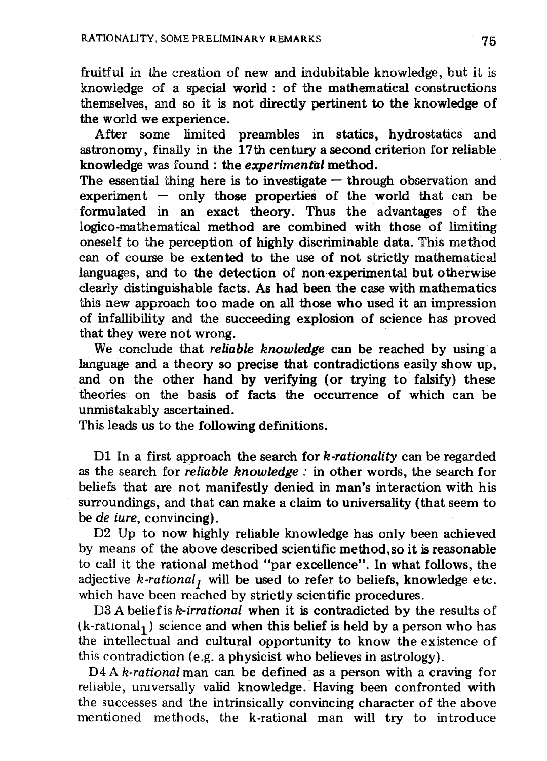fruitful in the creation of new and indubitable knowledge, but it is knowledge of a special world : of the mathematical constructions themselves, and so it is not directly pertinent to the knowledge of the world we experience.

After some limited preambles in statics, hydrostatics and astronomy, finally in the 17th century a second criterion for reliable knowledge was found : the ***experimental*** **method.**

The essential thing here is to investigate — through observation and experiment — only those properties of the world that can be formulated in an exact theory. Thus the advantages of the logico-mathematical method are combined with those of limiting oneself to the perception of highly discriminable data. This method can of course be extented to the use of not strictly mathematical languages, and to the detection of non-experimental but otherwise clearly distinguishable facts. As had been the case with mathematics this new approach too made on all those who used it an impression of infallibility and the succeeding explosion of science has proved that they were not wrong.

We conclude that *reliable knowledge* can be reached by using a language and a theory so precise that contradictions easily show up, and on the other hand by verifying (or trying to falsify) these theories on the basis of facts the occurrence of which can be unmistakably ascertained.

This leads us to the following definitions.

D1 In a first approach the search for *k-rationality* can be regarded as the search for *reliable knowledge* : in other words, the search for beliefs that are not manifestly denied in man's interaction with his surroundings, and that can make a claim to universality (that seem to be *de iure*, convincing).

D2 Up to now highly reliable knowledge has only been achieved by means of the above described scientific method, so it is reasonable to call it the rational method "par excellence". In what follows, the adjective *k-rational*$_1$ will be used to refer to beliefs, knowledge etc. which have been reached by strictly scientific procedures.

D3 A belief is *k-irrational* when it is contradicted by the results of (k-rational$_1$) science and when this belief is held by a person who has the intellectual and cultural opportunity to know the existence of this contradiction (e.g. a physicist who believes in astrology).

D4 A *k-rational* man can be defined as a person with a craving for reliable, universally valid knowledge. Having been confronted with the successes and the intrinsically convincing character of the above mentioned methods, the k-rational man will try to introduce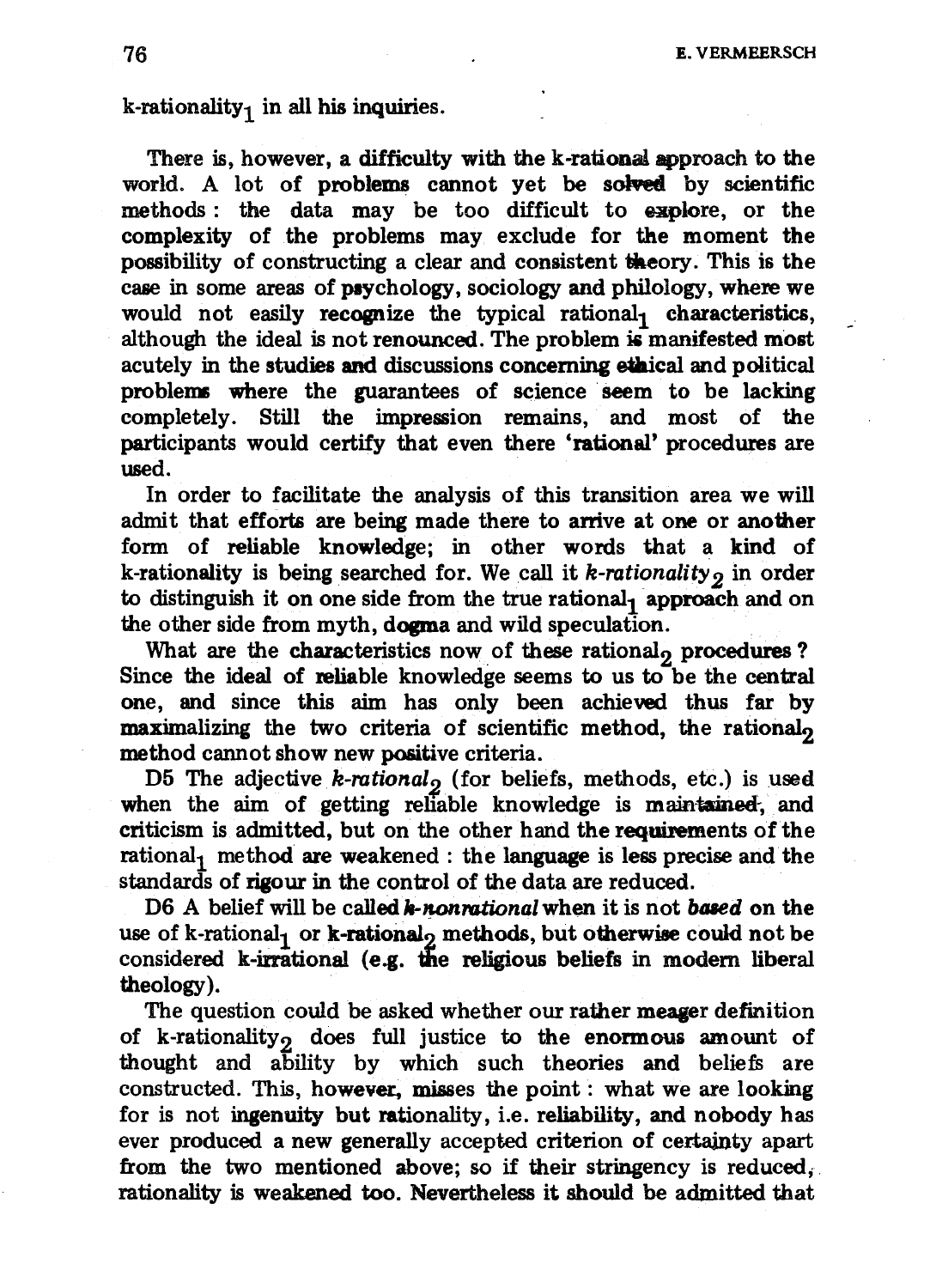k-rationality$_1$ in all his inquiries.

There is, however, a difficulty with the k-rational approach to the world. A lot of problems cannot yet be solved by scientific methods: the data may be too difficult to explore, or the complexity of the problems may exclude for the moment the possibility of constructing a clear and consistent theory. This is the case in some areas of psychology, sociology and philology, where we would not easily recognize the typical rational$_1$ characteristics, although the ideal is not renounced. The problem is manifested most acutely in the studies and discussions concerning ethical and political problems where the guarantees of science seem to be lacking completely. Still the impression remains, and most of the participants would certify that even there 'rational' procedures are used.

In order to facilitate the analysis of this transition area we will admit that efforts are being made there to arrive at one or another form of reliable knowledge; in other words that a kind of k-rationality is being searched for. We call it *k-rationality$_2$* in order to distinguish it on one side from the true rational$_1$ approach and on the other side from myth, dogma and wild speculation.

What are the characteristics now of these rational$_2$ procedures? Since the ideal of reliable knowledge seems to us to be the central one, and since this aim has only been achieved thus far by maximalizing the two criteria of scientific method, the rational$_2$ method cannot show new positive criteria.

D5 The adjective *k-rational$_2$* (for beliefs, methods, etc.) is used when the aim of getting reliable knowledge is maintained, and criticism is admitted, but on the other hand the requirements of the rational$_1$ method are weakened: the language is less precise and the standards of rigour in the control of the data are reduced.

D6 A belief will be called *k-nonrational* when it is not *based* on the use of k-rational$_1$ or k-rational$_2$ methods, but otherwise could not be considered k-irrational (e.g. the religious beliefs in modern liberal theology).

The question could be asked whether our rather meager definition of k-rationality$_2$ does full justice to the enormous amount of thought and ability by which such theories and beliefs are constructed. This, however, misses the point: what we are looking for is not ingenuity but rationality, i.e. reliability, and nobody has ever produced a new generally accepted criterion of certainty apart from the two mentioned above; so if their stringency is reduced, rationality is weakened too. Nevertheless it should be admitted that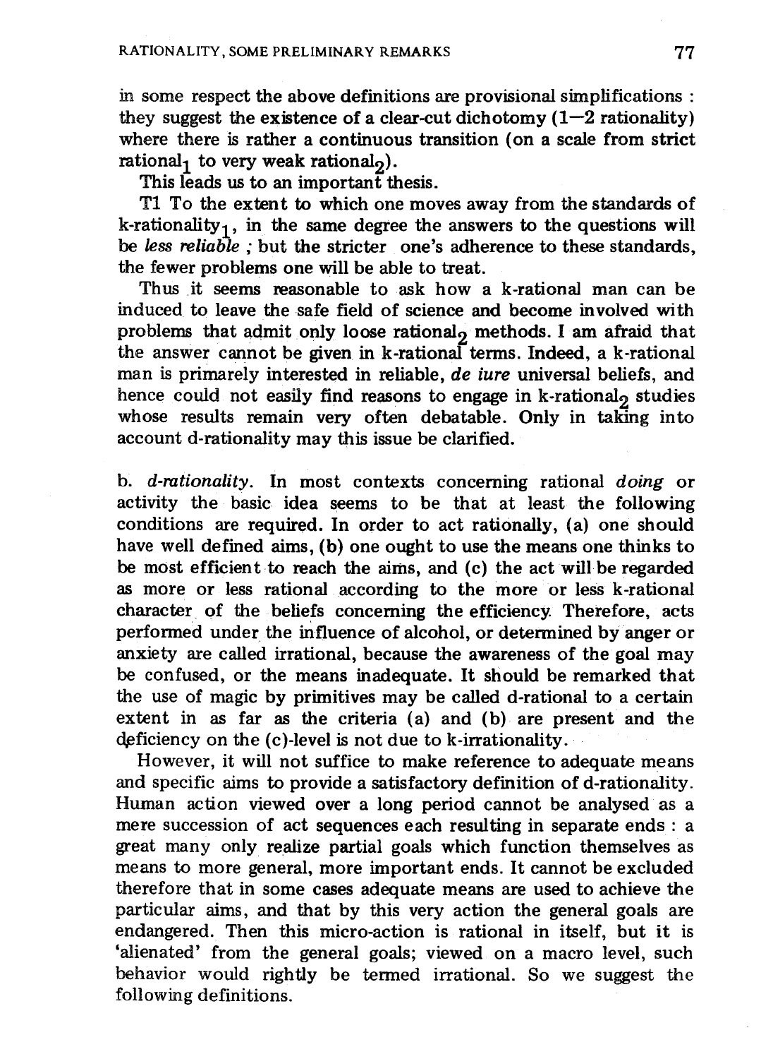in some respect the above definitions are provisional simplifications : they suggest the existence of a clear-cut dichotomy (1—2 rationality) where there is rather a continuous transition (on a scale from strict $\text{rational}_1$ to very weak $\text{rational}_2$).

This leads us to an important thesis.

T1 To the extent to which one moves away from the standards of $\text{k-rationality}_1$, in the same degree the answers to the questions will be *less reliable* ; but the stricter one's adherence to these standards, the fewer problems one will be able to treat.

Thus it seems reasonable to ask how a k-rational man can be induced to leave the safe field of science and become involved with problems that admit only loose $\text{rational}_2$ methods. I am afraid that the answer cannot be given in k-rational terms. Indeed, a k-rational man is primarely interested in reliable, *de iure* universal beliefs, and hence could not easily find reasons to engage in $\text{k-rational}_2$ studies whose results remain very often debatable. Only in taking into account d-rationality may this issue be clarified.

b. *d-rationality*. In most contexts concerning rational *doing* or activity the basic idea seems to be that at least the following conditions are required. In order to act rationally, (a) one should have well defined aims, (b) one ought to use the means one thinks to be most efficient to reach the aims, and (c) the act will be regarded as more or less rational according to the more or less k-rational character of the beliefs concerning the efficiency. Therefore, acts performed under the influence of alcohol, or determined by anger or anxiety are called irrational, because the awareness of the goal may be confused, or the means inadequate. It should be remarked that the use of magic by primitives may be called d-rational to a certain extent in as far as the criteria (a) and (b) are present and the deficiency on the (c)-level is not due to k-irrationality.

However, it will not suffice to make reference to adequate means and specific aims to provide a satisfactory definition of d-rationality. Human action viewed over a long period cannot be analysed as a mere succession of act sequences each resulting in separate ends : a great many only realize partial goals which function themselves as means to more general, more important ends. It cannot be excluded therefore that in some cases adequate means are used to achieve the particular aims, and that by this very action the general goals are endangered. Then this micro-action is rational in itself, but it is 'alienated' from the general goals; viewed on a macro level, such behavior would rightly be termed irrational. So we suggest the following definitions.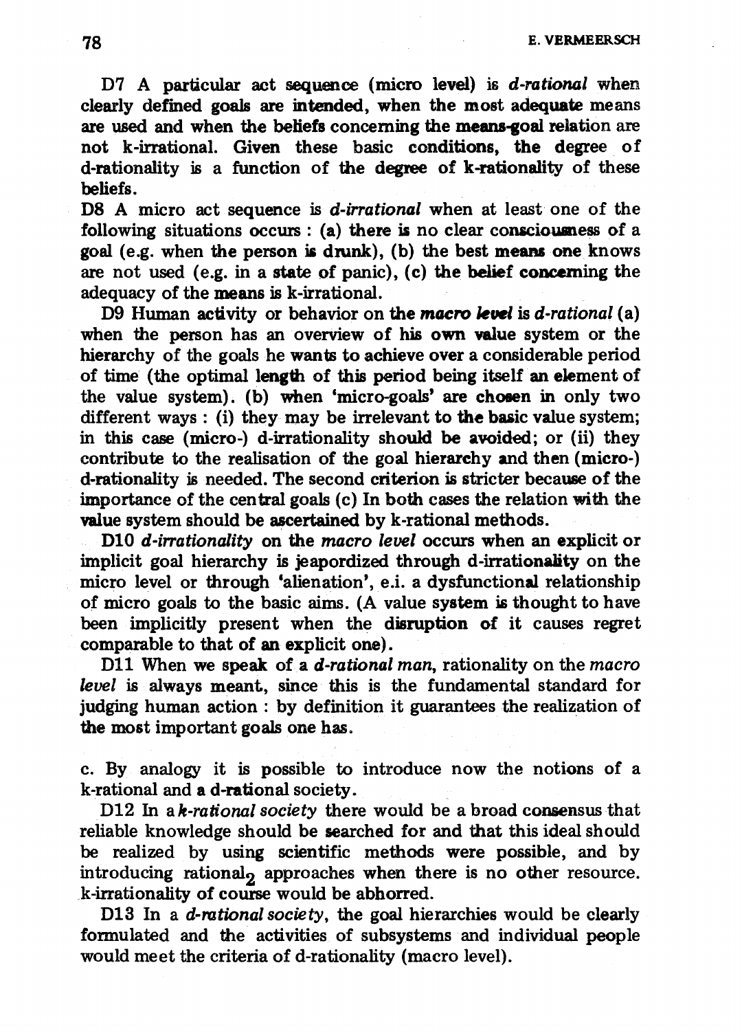D7 A particular act sequence (micro level) is *d-rational* when clearly defined goals are intended, when the most adequate means are used and when the beliefs concerning the means-goal relation are not k-irrational. Given these basic conditions, the degree of d-rationality is a function of the degree of k-rationality of these beliefs.

D8 A micro act sequence is *d-irrational* when at least one of the following situations occurs : (a) there is no clear consciousness of a goal (e.g. when the person is drunk), (b) the best means one knows are not used (e.g. in a state of panic), (c) the belief concerning the adequacy of the means is k-irrational.

D9 Human activity or behavior on the *macro level* is *d-rational* (a) when the person has an overview of his own value system or the hierarchy of the goals he wants to achieve over a considerable period of time (the optimal length of this period being itself an element of the value system). (b) when 'micro-goals' are chosen in only two different ways : (i) they may be irrelevant to the basic value system; in this case (micro-) d-irrationality should be avoided; or (ii) they contribute to the realisation of the goal hierarchy and then (micro-) d-rationality is needed. The second criterion is stricter because of the importance of the central goals (c) In both cases the relation with the value system should be ascertained by k-rational methods.

D10 *d-irrationality* on the *macro level* occurs when an explicit or implicit goal hierarchy is jeapordized through d-irrationality on the micro level or through 'alienation', e.i. a dysfunctional relationship of micro goals to the basic aims. (A value system is thought to have been implicitly present when the disruption of it causes regret comparable to that of an explicit one).

D11 When we speak of a *d-rational man*, rationality on the *macro level* is always meant, since this is the fundamental standard for judging human action : by definition it guarantees the realization of the most important goals one has.

c. By analogy it is possible to introduce now the notions of a k-rational and a d-rational society.

D12 In a *k-rational society* there would be a broad consensus that reliable knowledge should be searched for and that this ideal should be realized by using scientific methods were possible, and by introducing $\text{rational}_2$ approaches when there is no other resource. k-irrationality of course would be abhorred.

D13 In a *d-rational society*, the goal hierarchies would be clearly formulated and the activities of subsystems and individual people would meet the criteria of d-rationality (macro level).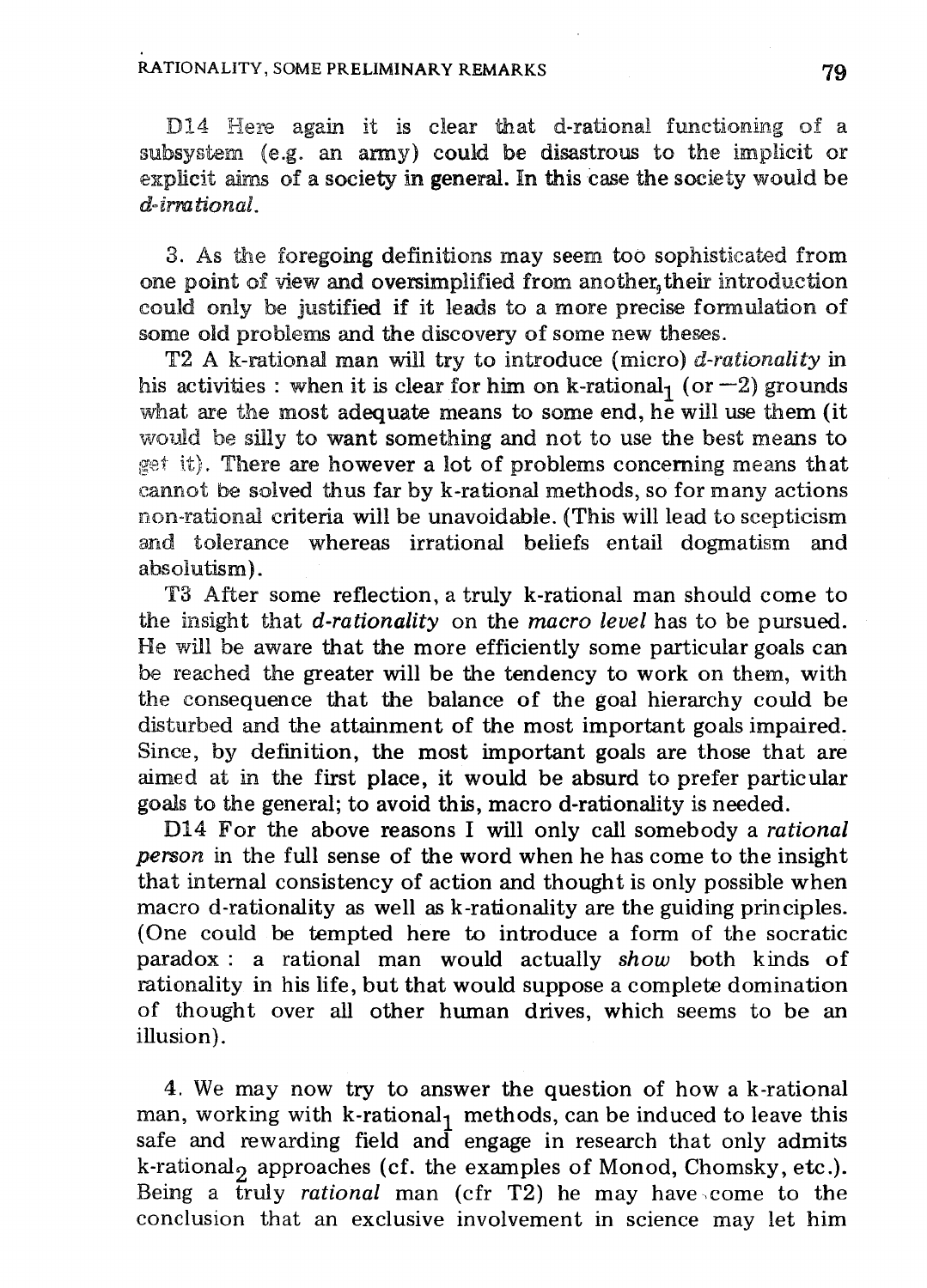D14 Here again it is clear that d-rational functioning of a subsystem (e.g. an army) could be disastrous to the implicit or explicit aims of a society in general. In this case the society would be *d-irrational*.

3. As the foregoing definitions may seem too sophisticated from one point of view and oversimplified from another, their introduction could only be justified if it leads to a more precise formulation of some old problems and the discovery of some new theses.

T2 A k-rational man will try to introduce (micro) *d-rationality* in his activities : when it is clear for him on k-rational$_1$ (or $-2$) grounds what are the most adequate means to some end, he will use them (it would be silly to want something and not to use the best means to get it). There are however a lot of problems concerning means that cannot be solved thus far by k-rational methods, so for many actions non-rational criteria will be unavoidable. (This will lead to scepticism and tolerance whereas irrational beliefs entail dogmatism and absolutism).

T3 After some reflection, a truly k-rational man should come to the insight that *d-rationality* on the *macro level* has to be pursued. He will be aware that the more efficiently some particular goals can be reached the greater will be the tendency to work on them, with the consequence that the balance of the goal hierarchy could be disturbed and the attainment of the most important goals impaired. Since, by definition, the most important goals are those that are aimed at in the first place, it would be absurd to prefer particular goals to the general; to avoid this, macro d-rationality is needed.

D14 For the above reasons I will only call somebody a *rational person* in the full sense of the word when he has come to the insight that internal consistency of action and thought is only possible when macro d-rationality as well as k-rationality are the guiding principles. (One could be tempted here to introduce a form of the socratic paradox : a rational man would actually *show* both kinds of rationality in his life, but that would suppose a complete domination of thought over all other human drives, which seems to be an illusion).

4. We may now try to answer the question of how a k-rational man, working with k-rational$_1$ methods, can be induced to leave this safe and rewarding field and engage in research that only admits k-rational$_2$ approaches (cf. the examples of Monod, Chomsky, etc.). Being a truly *rational* man (cfr T2) he may have come to the conclusion that an exclusive involvement in science may let him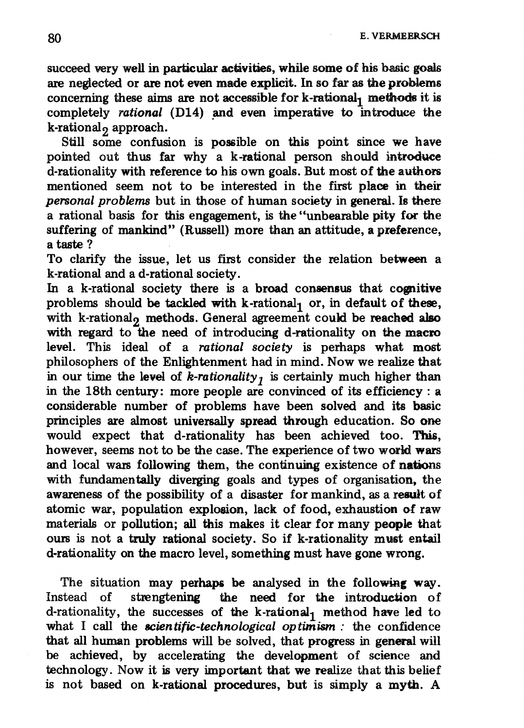succeed very well in particular activities, while some of his basic goals are neglected or are not even made explicit. In so far as the problems concerning these aims are not accessible for k-rational$_1$ methods it is completely *rational* (D14) and even imperative to introduce the k-rational$_2$ approach.

Still some confusion is possible on this point since we have pointed out thus far why a k-rational person should introduce d-rationality with reference to his own goals. But most of the authors mentioned seem not to be interested in the first place in their *personal problems* but in those of human society in general. Is there a rational basis for this engagement, is the "unbearable pity for the suffering of mankind" (Russell) more than an attitude, a preference, a taste ?

To clarify the issue, let us first consider the relation between a k-rational and a d-rational society.

In a k-rational society there is a broad consensus that cognitive problems should be tackled with k-rational$_1$ or, in default of these, with k-rational$_2$ methods. General agreement could be reached also with regard to the need of introducing d-rationality on the macro level. This ideal of a *rational society* is perhaps what most philosophers of the Enlightenment had in mind. Now we realize that in our time the level of *k-rationality$_1$* is certainly much higher than in the 18th century: more people are convinced of its efficiency : a considerable number of problems have been solved and its basic principles are almost universally spread through education. So one would expect that d-rationality has been achieved too. This, however, seems not to be the case. The experience of two world wars and local wars following them, the continuing existence of nations with fundamentally diverging goals and types of organisation, the awareness of the possibility of a disaster for mankind, as a result of atomic war, population explosion, lack of food, exhaustion of raw materials or pollution; all this makes it clear for many people that ours is not a truly rational society. So if k-rationality must entail d-rationality on the macro level, something must have gone wrong.

The situation may perhaps be analysed in the following way. Instead of strengthening the need for the introduction of d-rationality, the successes of the k-rational$_1$ method have led to what I call the *scientific-technological optimism* : the confidence that all human problems will be solved, that progress in general will be achieved, by accelerating the development of science and technology. Now it is very important that we realize that this belief is not based on k-rational procedures, but is simply a myth. A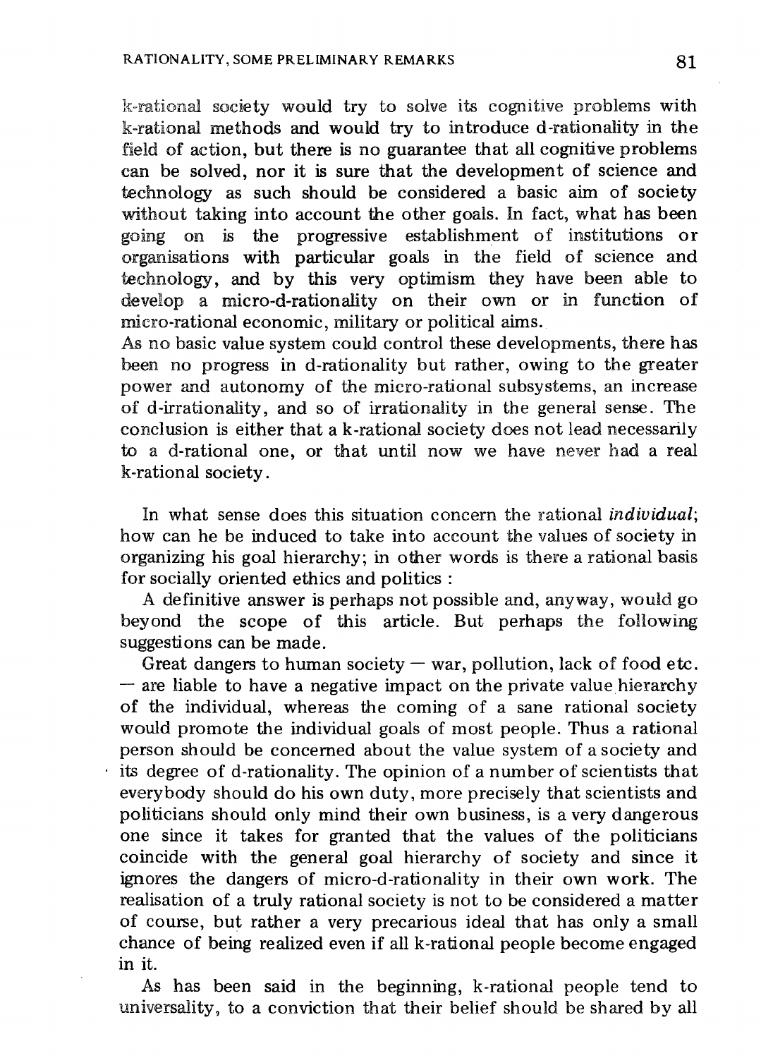k-rational society would try to solve its cognitive problems with k-rational methods and would try to introduce d-rationality in the field of action, but there is no guarantee that all cognitive problems can be solved, nor it is sure that the development of science and technology as such should be considered a basic aim of society without taking into account the other goals. In fact, what has been going on is the progressive establishment of institutions or organisations with particular goals in the field of science and technology, and by this very optimism they have been able to develop a micro-d-rationality on their own or in function of micro-rational economic, military or political aims.

As no basic value system could control these developments, there has been no progress in d-rationality but rather, owing to the greater power and autonomy of the micro-rational subsystems, an increase of d-irrationality, and so of irrationality in the general sense. The conclusion is either that a k-rational society does not lead necessarily to a d-rational one, or that until now we have never had a real k-rational society.

In what sense does this situation concern the rational *individual*; how can he be induced to take into account the values of society in organizing his goal hierarchy; in other words is there a rational basis for socially oriented ethics and politics :

A definitive answer is perhaps not possible and, anyway, would go beyond the scope of this article. But perhaps the following suggestions can be made.

Great dangers to human society — war, pollution, lack of food etc. — are liable to have a negative impact on the private value hierarchy of the individual, whereas the coming of a sane rational society would promote the individual goals of most people. Thus a rational person should be concerned about the value system of a society and its degree of d-rationality. The opinion of a number of scientists that everybody should do his own duty, more precisely that scientists and politicians should only mind their own business, is a very dangerous one since it takes for granted that the values of the politicians coincide with the general goal hierarchy of society and since it ignores the dangers of micro-d-rationality in their own work. The realisation of a truly rational society is not to be considered a matter of course, but rather a very precarious ideal that has only a small chance of being realized even if all k-rational people become engaged in it.

As has been said in the beginning, k-rational people tend to universality, to a conviction that their belief should be shared by all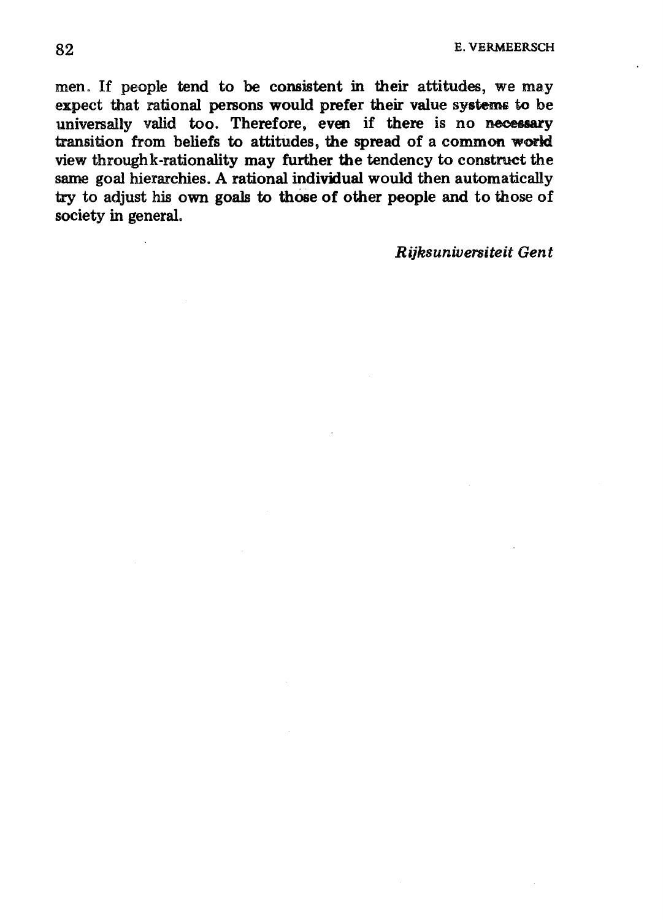men. If people tend to be consistent in their attitudes, we may expect that rational persons would prefer their value systems to be universally valid too. Therefore, even if there is no necessary transition from beliefs to attitudes, the spread of a common world view through k-rationality may further the tendency to construct the same goal hierarchies. A rational individual would then automatically try to adjust his own goals to those of other people and to those of society in general.

*Rijksuniversiteit Gent*